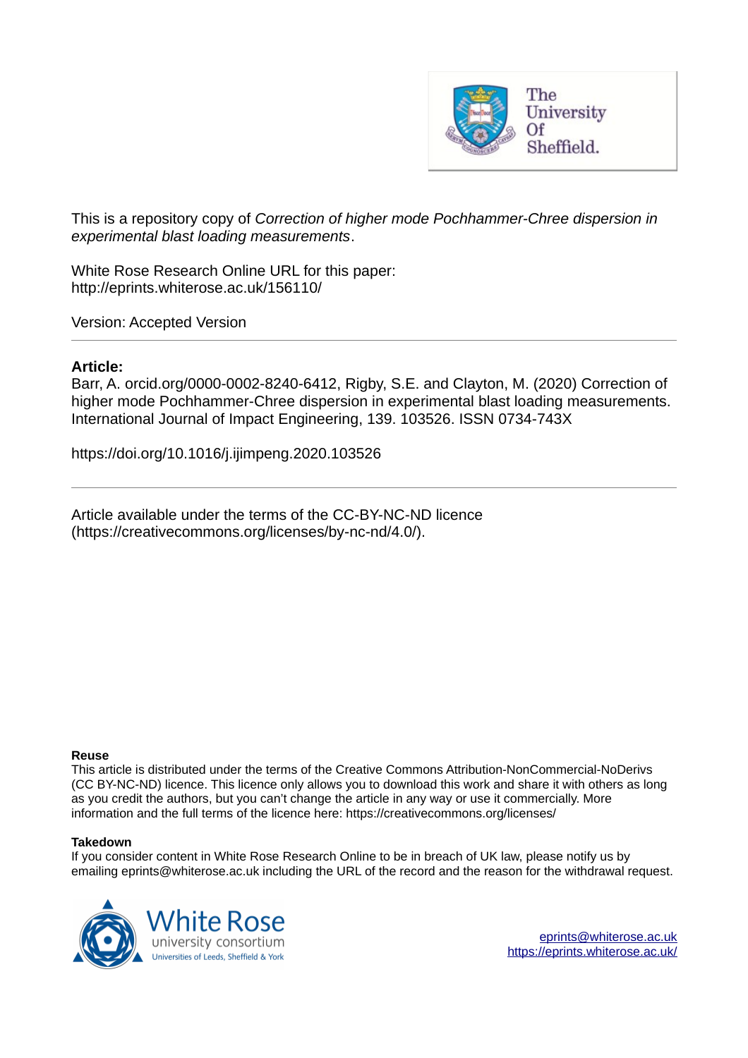This is a repository copy of *Correction of higher mode Pochhammer-Chree dispersion in experimental blast loading measurements*.

White Rose Research Online URL for this paper:
http://eprints.whiterose.ac.uk/156110/

Version: Accepted Version

---

**Article:**

Barr, A. orcid.org/0000-0002-8240-6412, Rigby, S.E. and Clayton, M. (2020) Correction of higher mode Pochhammer-Chree dispersion in experimental blast loading measurements. International Journal of Impact Engineering, 139. 103526. ISSN 0734-743X

https://doi.org/10.1016/j.ijimpeng.2020.103526

---

Article available under the terms of the CC-BY-NC-ND licence (https://creativecommons.org/licenses/by-nc-nd/4.0/).

**Reuse**

This article is distributed under the terms of the Creative Commons Attribution-NonCommercial-NoDerivs (CC BY-NC-ND) licence. This licence only allows you to download this work and share it with others as long as you credit the authors, but you can't change the article in any way or use it commercially. More information and the full terms of the licence here: https://creativecommons.org/licenses/

**Takedown**

If you consider content in White Rose Research Online to be in breach of UK law, please notify us by emailing eprints@whiterose.ac.uk including the URL of the record and the reason for the withdrawal request.

eprints@whiterose.ac.uk
https://eprints.whiterose.ac.uk/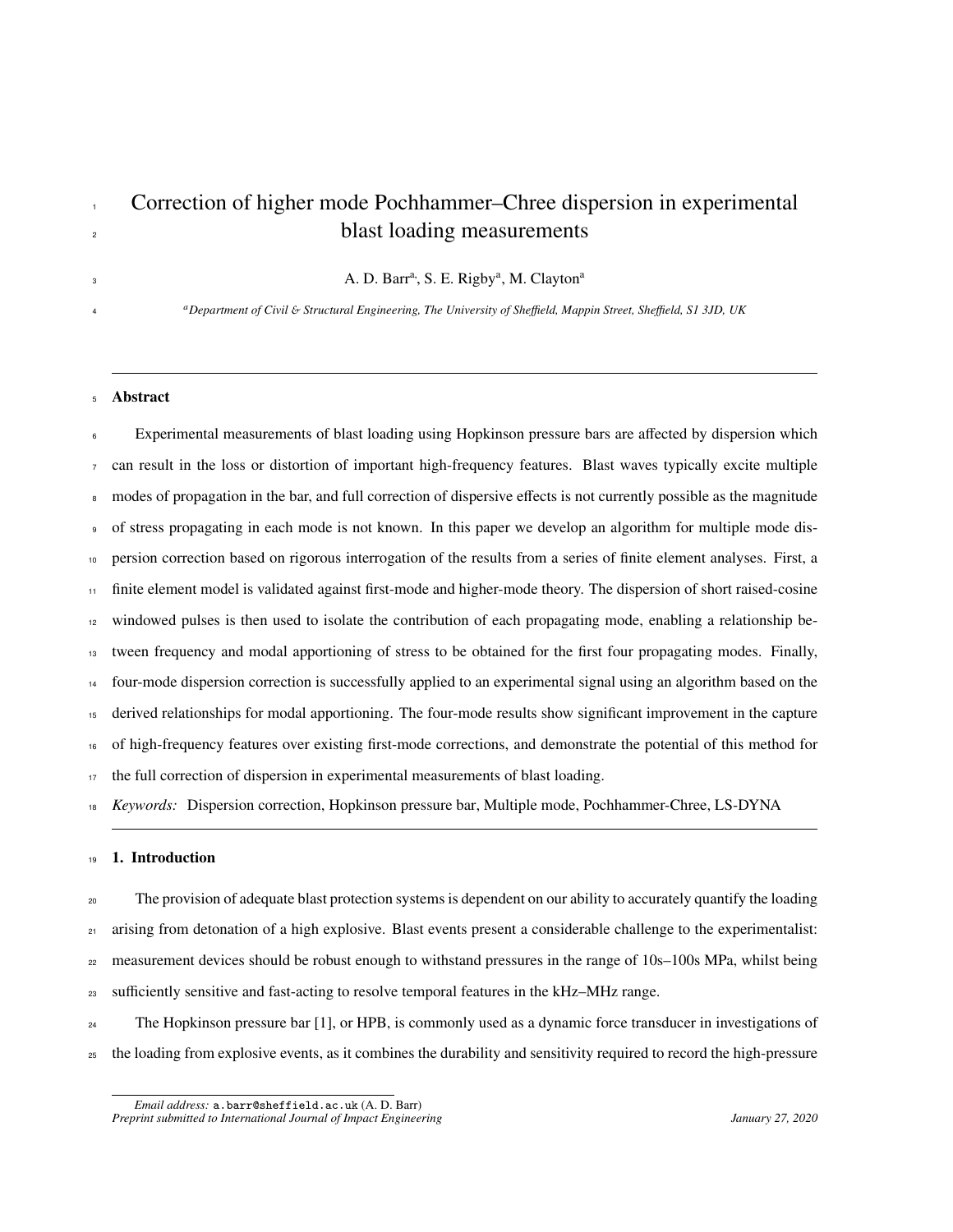# Correction of higher mode Pochhammer–Chree dispersion in experimental blast loading measurements

A. D. Barr[a], S. E. Rigby[a], M. Clayton[a]

[a] *Department of Civil & Structural Engineering, The University of Sheffield, Mappin Street, Sheffield, S1 3JD, UK*

---

## Abstract

Experimental measurements of blast loading using Hopkinson pressure bars are affected by dispersion which can result in the loss or distortion of important high-frequency features. Blast waves typically excite multiple modes of propagation in the bar, and full correction of dispersive effects is not currently possible as the magnitude of stress propagating in each mode is not known. In this paper we develop an algorithm for multiple mode dispersion correction based on rigorous interrogation of the results from a series of finite element analyses. First, a finite element model is validated against first-mode and higher-mode theory. The dispersion of short raised-cosine windowed pulses is then used to isolate the contribution of each propagating mode, enabling a relationship between frequency and modal apportioning of stress to be obtained for the first four propagating modes. Finally, four-mode dispersion correction is successfully applied to an experimental signal using an algorithm based on the derived relationships for modal apportioning. The four-mode results show significant improvement in the capture of high-frequency features over existing first-mode corrections, and demonstrate the potential of this method for the full correction of dispersion in experimental measurements of blast loading.

*Keywords:* Dispersion correction, Hopkinson pressure bar, Multiple mode, Pochhammer-Chree, LS-DYNA

---

## 1. Introduction

The provision of adequate blast protection systems is dependent on our ability to accurately quantify the loading arising from detonation of a high explosive. Blast events present a considerable challenge to the experimentalist: measurement devices should be robust enough to withstand pressures in the range of 10s–100s MPa, whilst being sufficiently sensitive and fast-acting to resolve temporal features in the kHz–MHz range.

The Hopkinson pressure bar [1], or HPB, is commonly used as a dynamic force transducer in investigations of the loading from explosive events, as it combines the durability and sensitivity required to record the high-pressure

*Email address:* a.barr@sheffield.ac.uk (A. D. Barr)

*Preprint submitted to International Journal of Impact Engineering* *January 27, 2020*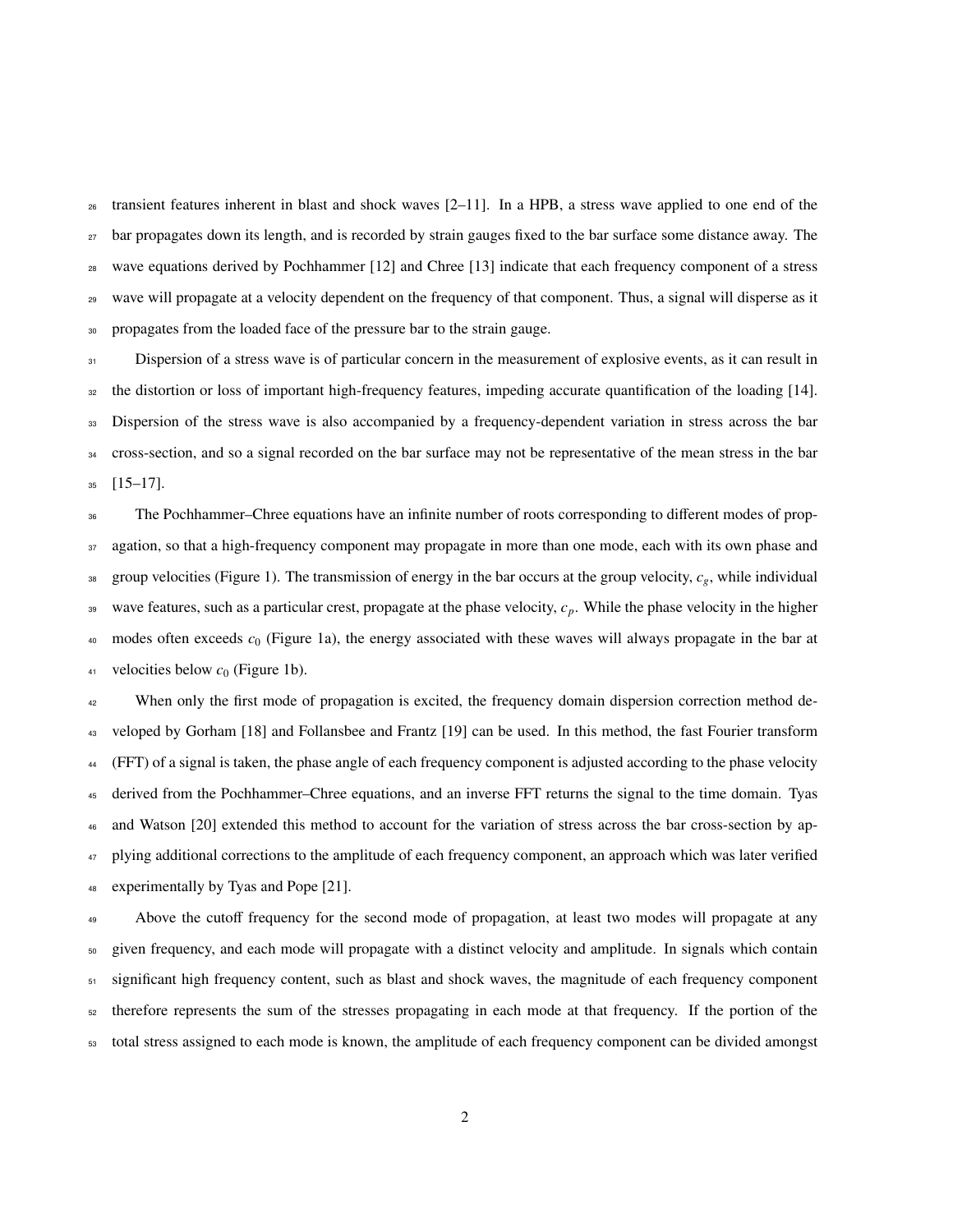transient features inherent in blast and shock waves [2–11]. In a HPB, a stress wave applied to one end of the bar propagates down its length, and is recorded by strain gauges fixed to the bar surface some distance away. The wave equations derived by Pochhammer [12] and Chree [13] indicate that each frequency component of a stress wave will propagate at a velocity dependent on the frequency of that component. Thus, a signal will disperse as it propagates from the loaded face of the pressure bar to the strain gauge.

Dispersion of a stress wave is of particular concern in the measurement of explosive events, as it can result in the distortion or loss of important high-frequency features, impeding accurate quantification of the loading [14]. Dispersion of the stress wave is also accompanied by a frequency-dependent variation in stress across the bar cross-section, and so a signal recorded on the bar surface may not be representative of the mean stress in the bar [15–17].

The Pochhammer–Chree equations have an infinite number of roots corresponding to different modes of propagation, so that a high-frequency component may propagate in more than one mode, each with its own phase and group velocities (Figure 1). The transmission of energy in the bar occurs at the group velocity, $c_g$, while individual wave features, such as a particular crest, propagate at the phase velocity, $c_p$. While the phase velocity in the higher modes often exceeds $c_0$ (Figure 1a), the energy associated with these waves will always propagate in the bar at velocities below $c_0$ (Figure 1b).

When only the first mode of propagation is excited, the frequency domain dispersion correction method developed by Gorham [18] and Follansbee and Frantz [19] can be used. In this method, the fast Fourier transform (FFT) of a signal is taken, the phase angle of each frequency component is adjusted according to the phase velocity derived from the Pochhammer–Chree equations, and an inverse FFT returns the signal to the time domain. Tyas and Watson [20] extended this method to account for the variation of stress across the bar cross-section by applying additional corrections to the amplitude of each frequency component, an approach which was later verified experimentally by Tyas and Pope [21].

Above the cutoff frequency for the second mode of propagation, at least two modes will propagate at any given frequency, and each mode will propagate with a distinct velocity and amplitude. In signals which contain significant high frequency content, such as blast and shock waves, the magnitude of each frequency component therefore represents the sum of the stresses propagating in each mode at that frequency. If the portion of the total stress assigned to each mode is known, the amplitude of each frequency component can be divided amongst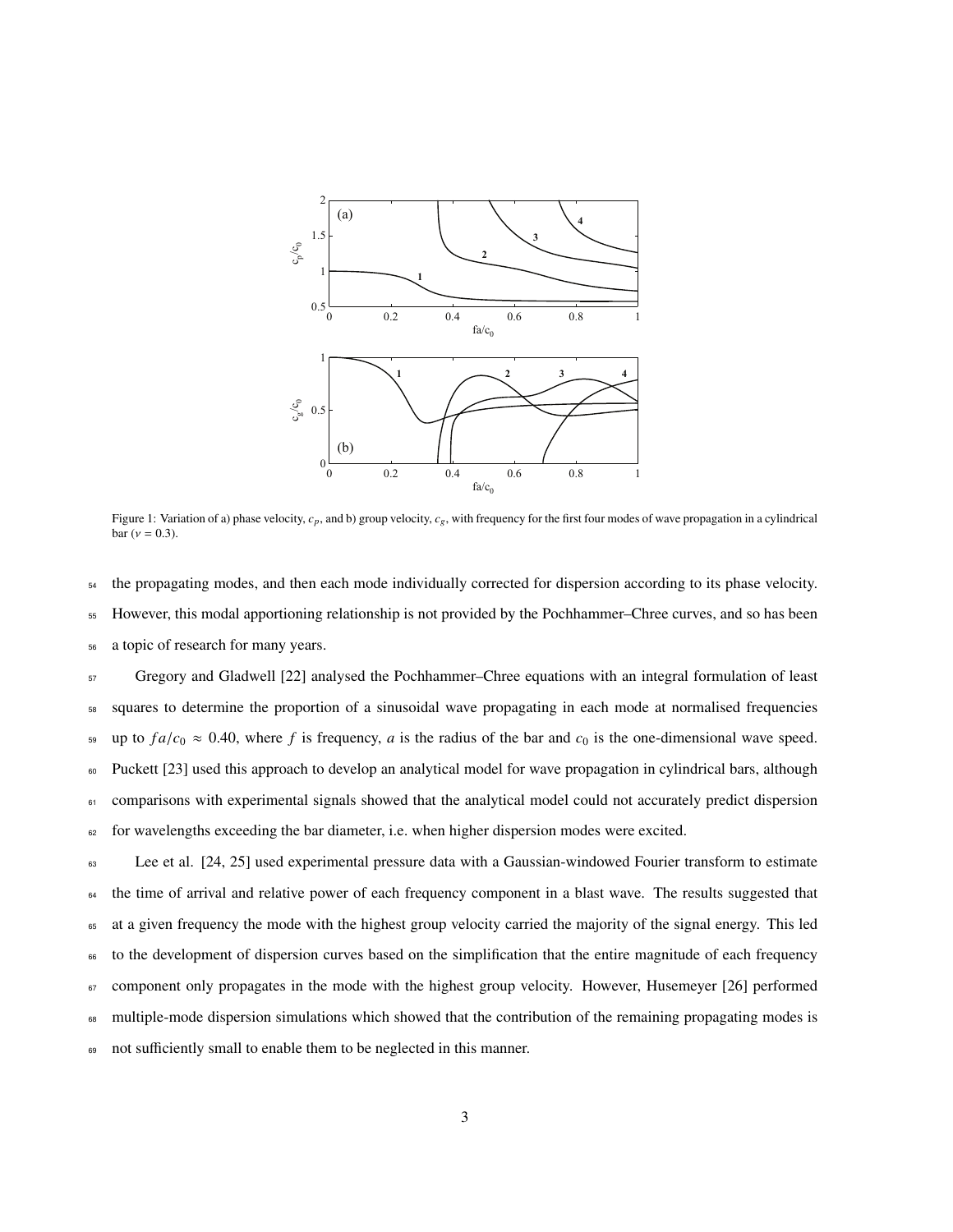Figure 1: Variation of a) phase velocity, $c_p$, and b) group velocity, $c_g$, with frequency for the first four modes of wave propagation in a cylindrical bar ($\nu = 0.3$).

the propagating modes, and then each mode individually corrected for dispersion according to its phase velocity. However, this modal apportioning relationship is not provided by the Pochhammer–Chree curves, and so has been a topic of research for many years.

Gregory and Gladwell [22] analysed the Pochhammer–Chree equations with an integral formulation of least squares to determine the proportion of a sinusoidal wave propagating in each mode at normalised frequencies up to $fa/c_0 \approx 0.40$, where $f$ is frequency, $a$ is the radius of the bar and $c_0$ is the one-dimensional wave speed. Puckett [23] used this approach to develop an analytical model for wave propagation in cylindrical bars, although comparisons with experimental signals showed that the analytical model could not accurately predict dispersion for wavelengths exceeding the bar diameter, i.e. when higher dispersion modes were excited.

Lee et al. [24, 25] used experimental pressure data with a Gaussian-windowed Fourier transform to estimate the time of arrival and relative power of each frequency component in a blast wave. The results suggested that at a given frequency the mode with the highest group velocity carried the majority of the signal energy. This led to the development of dispersion curves based on the simplification that the entire magnitude of each frequency component only propagates in the mode with the highest group velocity. However, Husemeyer [26] performed multiple-mode dispersion simulations which showed that the contribution of the remaining propagating modes is not sufficiently small to enable them to be neglected in this manner.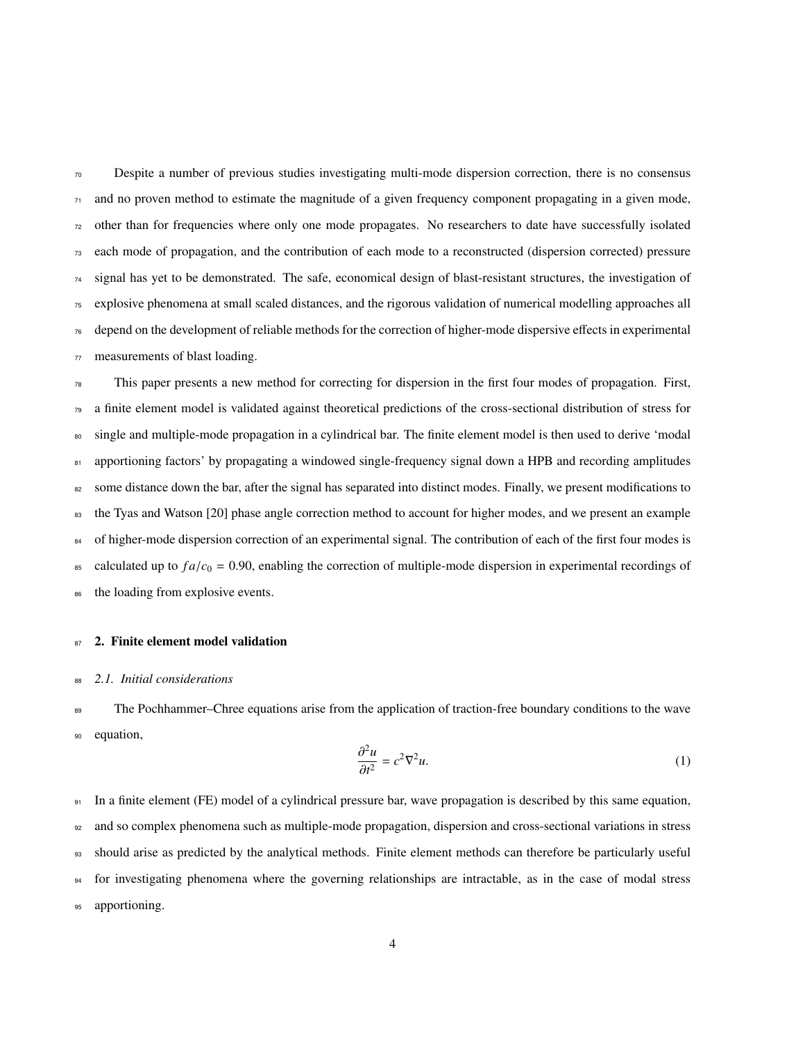Despite a number of previous studies investigating multi-mode dispersion correction, there is no consensus and no proven method to estimate the magnitude of a given frequency component propagating in a given mode, other than for frequencies where only one mode propagates. No researchers to date have successfully isolated each mode of propagation, and the contribution of each mode to a reconstructed (dispersion corrected) pressure signal has yet to be demonstrated. The safe, economical design of blast-resistant structures, the investigation of explosive phenomena at small scaled distances, and the rigorous validation of numerical modelling approaches all depend on the development of reliable methods for the correction of higher-mode dispersive effects in experimental measurements of blast loading.

This paper presents a new method for correcting for dispersion in the first four modes of propagation. First, a finite element model is validated against theoretical predictions of the cross-sectional distribution of stress for single and multiple-mode propagation in a cylindrical bar. The finite element model is then used to derive 'modal apportioning factors' by propagating a windowed single-frequency signal down a HPB and recording amplitudes some distance down the bar, after the signal has separated into distinct modes. Finally, we present modifications to the Tyas and Watson [20] phase angle correction method to account for higher modes, and we present an example of higher-mode dispersion correction of an experimental signal. The contribution of each of the first four modes is calculated up to $fa/c_0 = 0.90$, enabling the correction of multiple-mode dispersion in experimental recordings of the loading from explosive events.

## 2. Finite element model validation

### 2.1. Initial considerations

The Pochhammer–Chree equations arise from the application of traction-free boundary conditions to the wave equation,

$$\frac{\partial^2 u}{\partial t^2} = c^2 \nabla^2 u. \tag{1}$$

In a finite element (FE) model of a cylindrical pressure bar, wave propagation is described by this same equation, and so complex phenomena such as multiple-mode propagation, dispersion and cross-sectional variations in stress should arise as predicted by the analytical methods. Finite element methods can therefore be particularly useful for investigating phenomena where the governing relationships are intractable, as in the case of modal stress apportioning.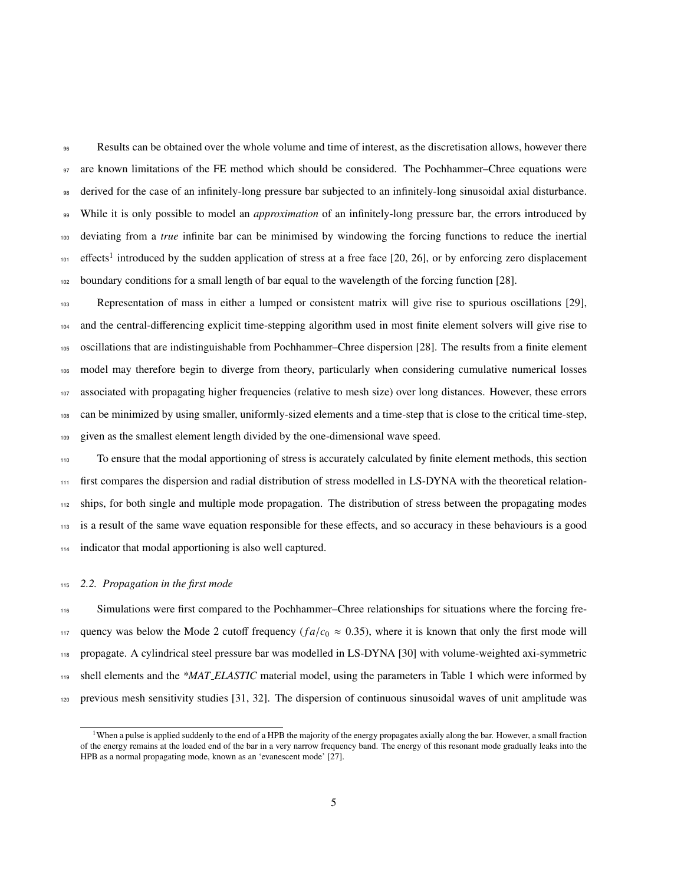Results can be obtained over the whole volume and time of interest, as the discretisation allows, however there are known limitations of the FE method which should be considered. The Pochhammer–Chree equations were derived for the case of an infinitely-long pressure bar subjected to an infinitely-long sinusoidal axial disturbance. While it is only possible to model an *approximation* of an infinitely-long pressure bar, the errors introduced by deviating from a *true* infinite bar can be minimised by windowing the forcing functions to reduce the inertial effects[1] introduced by the sudden application of stress at a free face [20, 26], or by enforcing zero displacement boundary conditions for a small length of bar equal to the wavelength of the forcing function [28].

Representation of mass in either a lumped or consistent matrix will give rise to spurious oscillations [29], and the central-differencing explicit time-stepping algorithm used in most finite element solvers will give rise to oscillations that are indistinguishable from Pochhammer–Chree dispersion [28]. The results from a finite element model may therefore begin to diverge from theory, particularly when considering cumulative numerical losses associated with propagating higher frequencies (relative to mesh size) over long distances. However, these errors can be minimized by using smaller, uniformly-sized elements and a time-step that is close to the critical time-step, given as the smallest element length divided by the one-dimensional wave speed.

To ensure that the modal apportioning of stress is accurately calculated by finite element methods, this section first compares the dispersion and radial distribution of stress modelled in LS-DYNA with the theoretical relationships, for both single and multiple mode propagation. The distribution of stress between the propagating modes is a result of the same wave equation responsible for these effects, and so accuracy in these behaviours is a good indicator that modal apportioning is also well captured.

### 2.2. Propagation in the first mode

Simulations were first compared to the Pochhammer–Chree relationships for situations where the forcing frequency was below the Mode 2 cutoff frequency ($fa/c_0 \approx 0.35$), where it is known that only the first mode will propagate. A cylindrical steel pressure bar was modelled in LS-DYNA [30] with volume-weighted axi-symmetric shell elements and the *\*MAT_ELASTIC* material model, using the parameters in Table 1 which were informed by previous mesh sensitivity studies [31, 32]. The dispersion of continuous sinusoidal waves of unit amplitude was

[1] When a pulse is applied suddenly to the end of a HPB the majority of the energy propagates axially along the bar. However, a small fraction of the energy remains at the loaded end of the bar in a very narrow frequency band. The energy of this resonant mode gradually leaks into the HPB as a normal propagating mode, known as an 'evanescent mode' [27].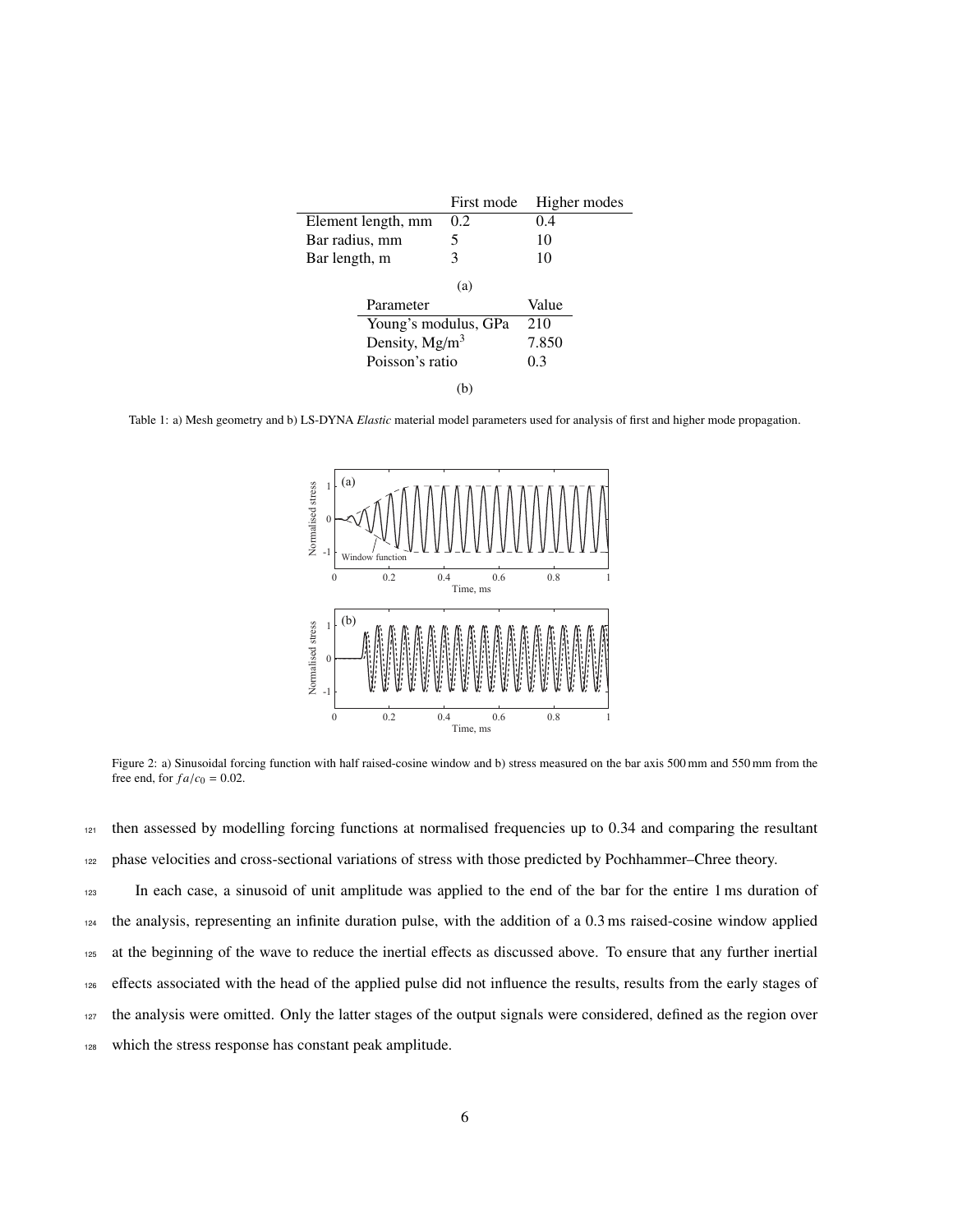| | First mode | Higher modes |
|---|---|---|
| Element length, mm | 0.2 | 0.4 |
| Bar radius, mm | 5 | 10 |
| Bar length, m | 3 | 10 |

(a)

| Parameter | Value |
|---|---|
| Young's modulus, GPa | 210 |
| Density, Mg/m$^3$ | 7.850 |
| Poisson's ratio | 0.3 |

(b)

Table 1: a) Mesh geometry and b) LS-DYNA *Elastic* material model parameters used for analysis of first and higher mode propagation.

Figure 2: a) Sinusoidal forcing function with half raised-cosine window and b) stress measured on the bar axis 500 mm and 550 mm from the free end, for $fa/c_0 = 0.02$.

then assessed by modelling forcing functions at normalised frequencies up to 0.34 and comparing the resultant phase velocities and cross-sectional variations of stress with those predicted by Pochhammer–Chree theory.

In each case, a sinusoid of unit amplitude was applied to the end of the bar for the entire 1 ms duration of the analysis, representing an infinite duration pulse, with the addition of a 0.3 ms raised-cosine window applied at the beginning of the wave to reduce the inertial effects as discussed above. To ensure that any further inertial effects associated with the head of the applied pulse did not influence the results, results from the early stages of the analysis were omitted. Only the latter stages of the output signals were considered, defined as the region over which the stress response has constant peak amplitude.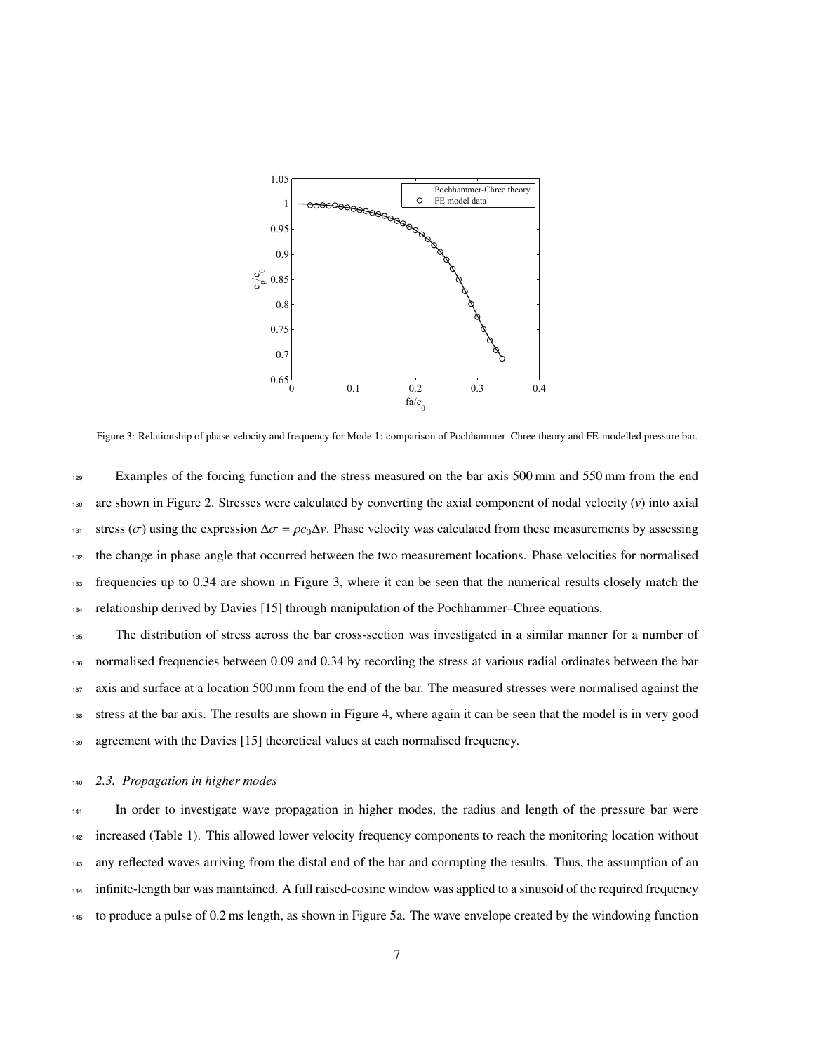Figure 3: Relationship of phase velocity and frequency for Mode 1: comparison of Pochhammer–Chree theory and FE-modelled pressure bar.

Examples of the forcing function and the stress measured on the bar axis 500 mm and 550 mm from the end are shown in Figure 2. Stresses were calculated by converting the axial component of nodal velocity ($v$) into axial stress ($\sigma$) using the expression $\Delta\sigma = \rho c_0 \Delta v$. Phase velocity was calculated from these measurements by assessing the change in phase angle that occurred between the two measurement locations. Phase velocities for normalised frequencies up to 0.34 are shown in Figure 3, where it can be seen that the numerical results closely match the relationship derived by Davies [15] through manipulation of the Pochhammer–Chree equations.

The distribution of stress across the bar cross-section was investigated in a similar manner for a number of normalised frequencies between 0.09 and 0.34 by recording the stress at various radial ordinates between the bar axis and surface at a location 500 mm from the end of the bar. The measured stresses were normalised against the stress at the bar axis. The results are shown in Figure 4, where again it can be seen that the model is in very good agreement with the Davies [15] theoretical values at each normalised frequency.

### *2.3. Propagation in higher modes*

In order to investigate wave propagation in higher modes, the radius and length of the pressure bar were increased (Table 1). This allowed lower velocity frequency components to reach the monitoring location without any reflected waves arriving from the distal end of the bar and corrupting the results. Thus, the assumption of an infinite-length bar was maintained. A full raised-cosine window was applied to a sinusoid of the required frequency to produce a pulse of 0.2 ms length, as shown in Figure 5a. The wave envelope created by the windowing function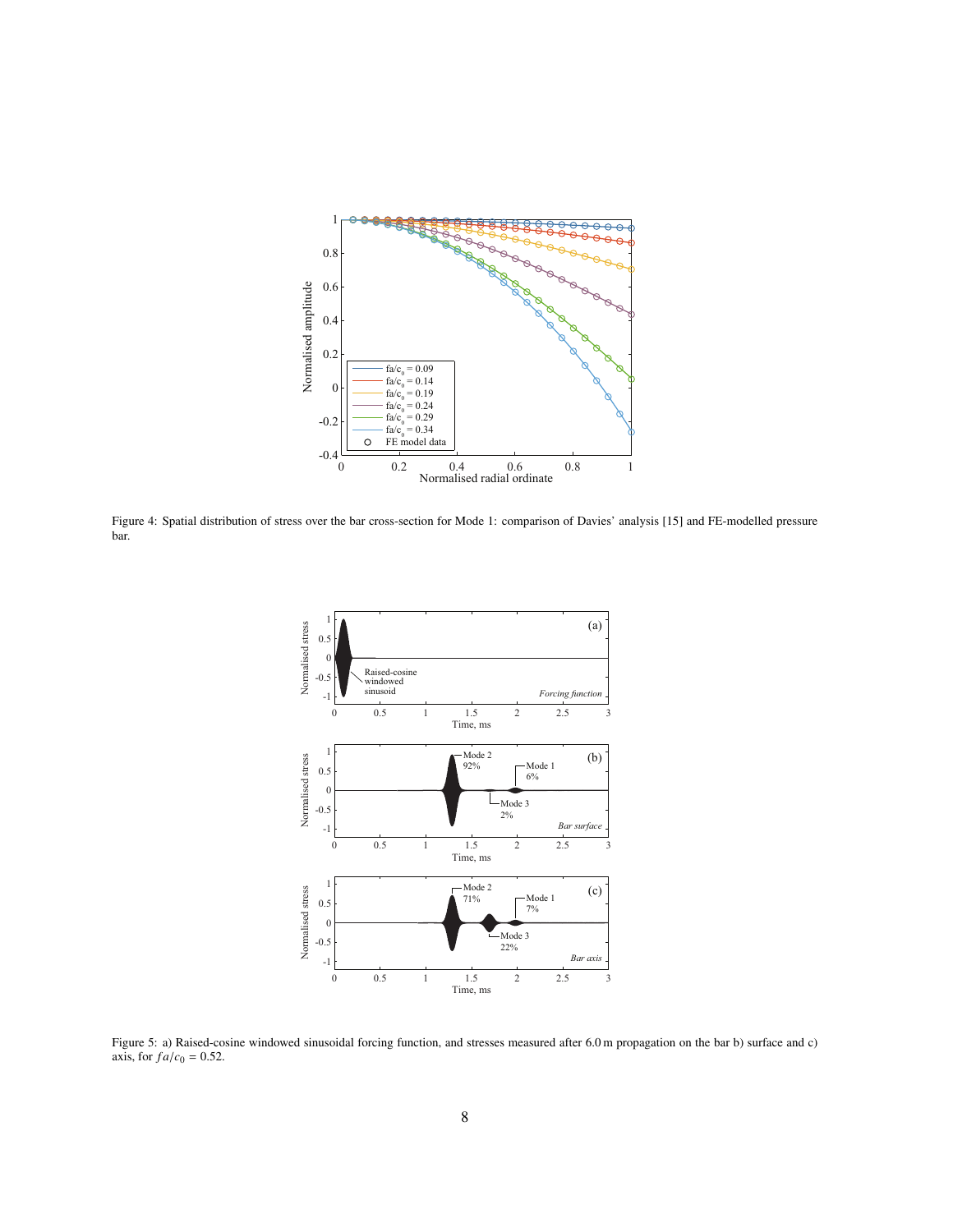Figure 4: Spatial distribution of stress over the bar cross-section for Mode 1: comparison of Davies' analysis [15] and FE-modelled pressure bar.

Figure 5: a) Raised-cosine windowed sinusoidal forcing function, and stresses measured after 6.0 m propagation on the bar b) surface and c) axis, for $fa/c_0 = 0.52$.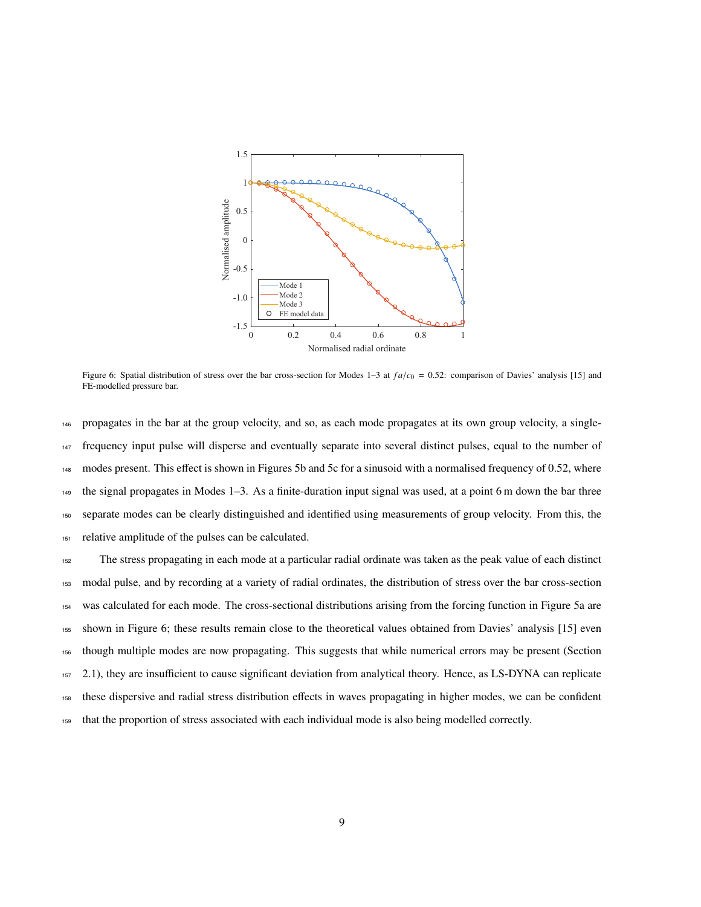Figure 6: Spatial distribution of stress over the bar cross-section for Modes 1–3 at $fa/c_0 = 0.52$: comparison of Davies' analysis [15] and FE-modelled pressure bar.

propagates in the bar at the group velocity, and so, as each mode propagates at its own group velocity, a single-frequency input pulse will disperse and eventually separate into several distinct pulses, equal to the number of modes present. This effect is shown in Figures 5b and 5c for a sinusoid with a normalised frequency of 0.52, where the signal propagates in Modes 1–3. As a finite-duration input signal was used, at a point 6 m down the bar three separate modes can be clearly distinguished and identified using measurements of group velocity. From this, the relative amplitude of the pulses can be calculated.

The stress propagating in each mode at a particular radial ordinate was taken as the peak value of each distinct modal pulse, and by recording at a variety of radial ordinates, the distribution of stress over the bar cross-section was calculated for each mode. The cross-sectional distributions arising from the forcing function in Figure 5a are shown in Figure 6; these results remain close to the theoretical values obtained from Davies' analysis [15] even though multiple modes are now propagating. This suggests that while numerical errors may be present (Section 2.1), they are insufficient to cause significant deviation from analytical theory. Hence, as LS-DYNA can replicate these dispersive and radial stress distribution effects in waves propagating in higher modes, we can be confident that the proportion of stress associated with each individual mode is also being modelled correctly.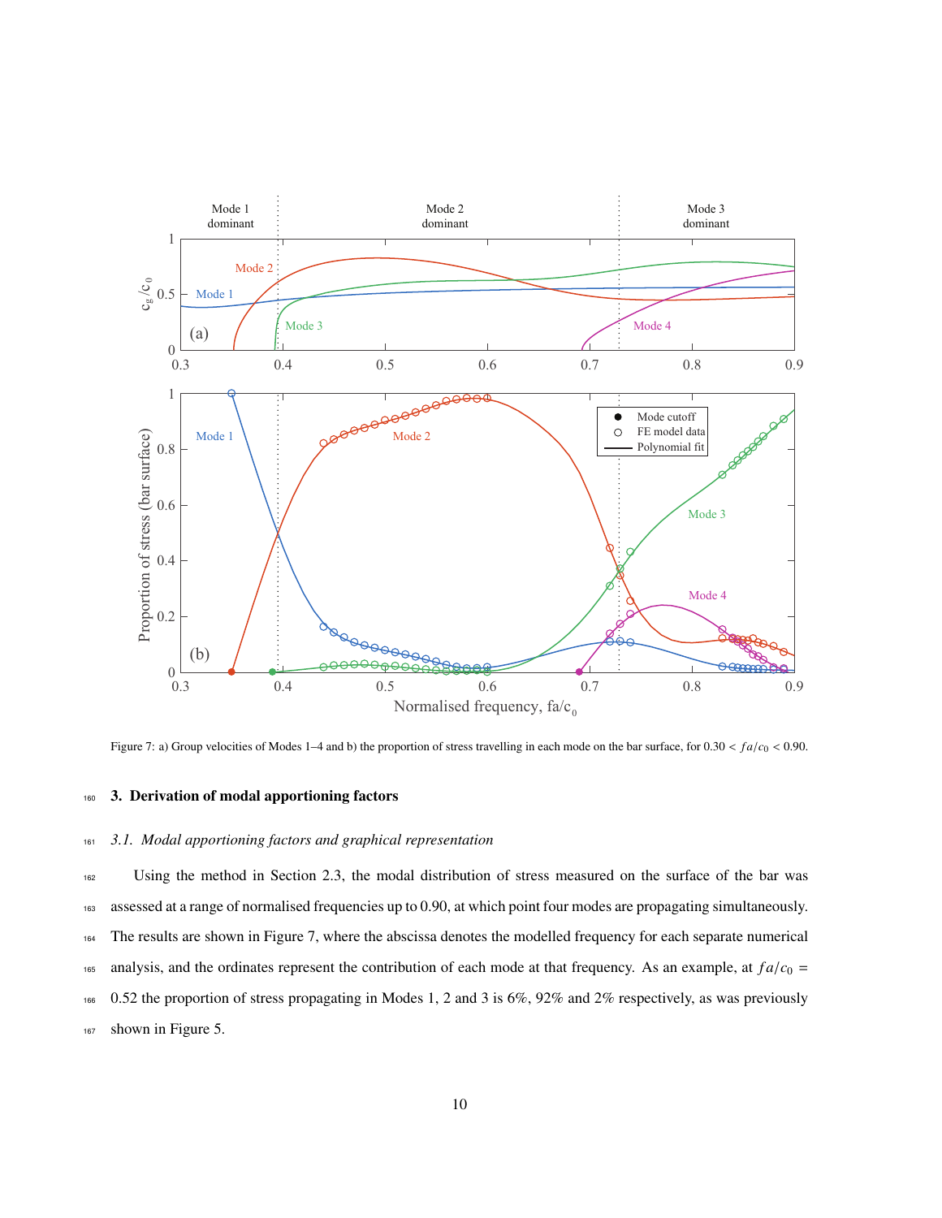Figure 7: a) Group velocities of Modes 1–4 and b) the proportion of stress travelling in each mode on the bar surface, for $0.30 < fa/c_0 < 0.90$.

## 3. Derivation of modal apportioning factors

### 3.1. Modal apportioning factors and graphical representation

Using the method in Section 2.3, the modal distribution of stress measured on the surface of the bar was assessed at a range of normalised frequencies up to 0.90, at which point four modes are propagating simultaneously. The results are shown in Figure 7, where the abscissa denotes the modelled frequency for each separate numerical analysis, and the ordinates represent the contribution of each mode at that frequency. As an example, at $fa/c_0$ = 0.52 the proportion of stress propagating in Modes 1, 2 and 3 is 6%, 92% and 2% respectively, as was previously shown in Figure 5.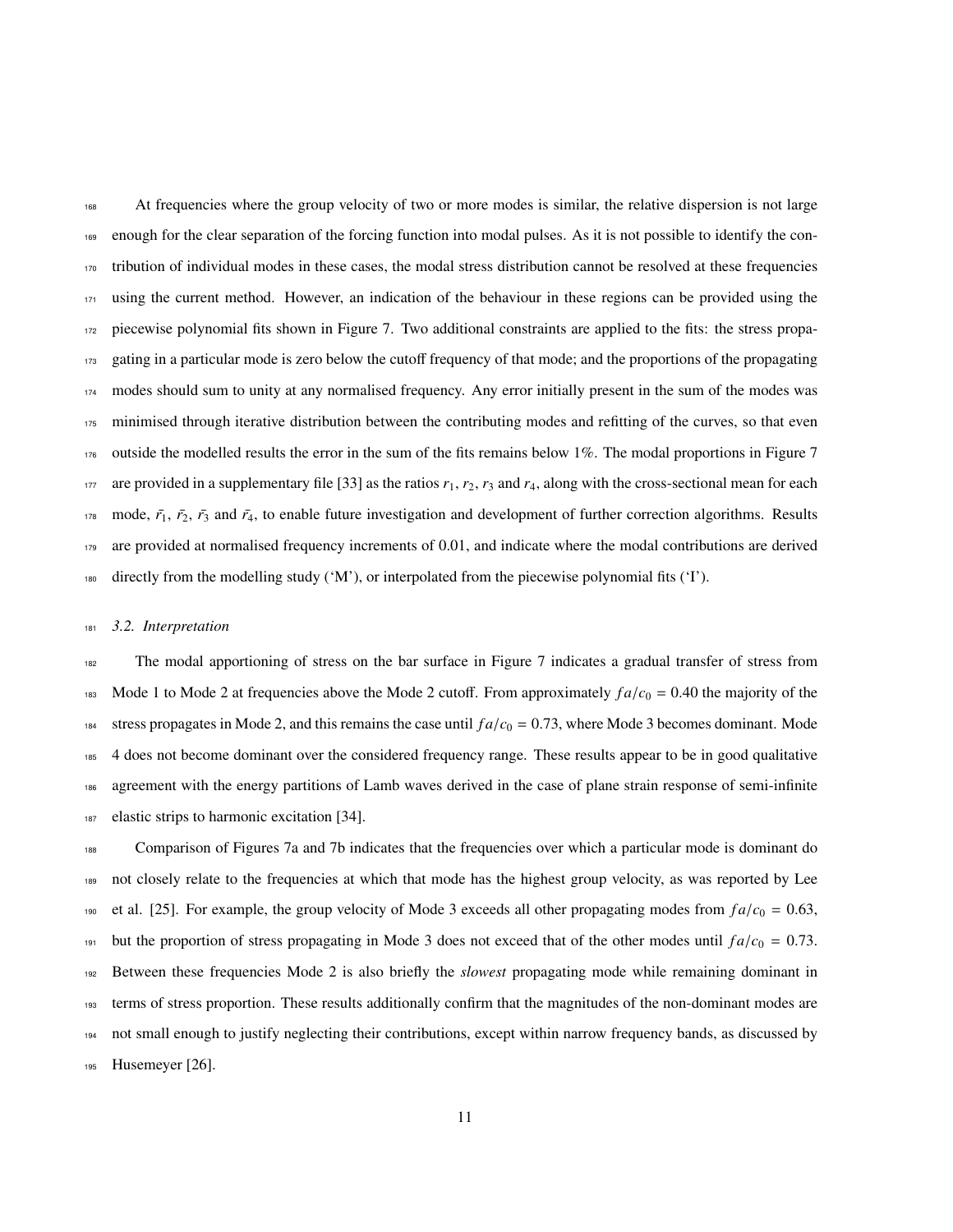At frequencies where the group velocity of two or more modes is similar, the relative dispersion is not large enough for the clear separation of the forcing function into modal pulses. As it is not possible to identify the contribution of individual modes in these cases, the modal stress distribution cannot be resolved at these frequencies using the current method. However, an indication of the behaviour in these regions can be provided using the piecewise polynomial fits shown in Figure 7. Two additional constraints are applied to the fits: the stress propagating in a particular mode is zero below the cutoff frequency of that mode; and the proportions of the propagating modes should sum to unity at any normalised frequency. Any error initially present in the sum of the modes was minimised through iterative distribution between the contributing modes and refitting of the curves, so that even outside the modelled results the error in the sum of the fits remains below 1%. The modal proportions in Figure 7 are provided in a supplementary file [33] as the ratios $r_1$, $r_2$, $r_3$ and $r_4$, along with the cross-sectional mean for each mode, $\bar{r_1}$, $\bar{r_2}$, $\bar{r_3}$ and $\bar{r_4}$, to enable future investigation and development of further correction algorithms. Results are provided at normalised frequency increments of 0.01, and indicate where the modal contributions are derived directly from the modelling study ('M'), or interpolated from the piecewise polynomial fits ('I').

### 3.2. *Interpretation*

The modal apportioning of stress on the bar surface in Figure 7 indicates a gradual transfer of stress from Mode 1 to Mode 2 at frequencies above the Mode 2 cutoff. From approximately $fa/c_0 = 0.40$ the majority of the stress propagates in Mode 2, and this remains the case until $fa/c_0 = 0.73$, where Mode 3 becomes dominant. Mode 4 does not become dominant over the considered frequency range. These results appear to be in good qualitative agreement with the energy partitions of Lamb waves derived in the case of plane strain response of semi-infinite elastic strips to harmonic excitation [34].

Comparison of Figures 7a and 7b indicates that the frequencies over which a particular mode is dominant do not closely relate to the frequencies at which that mode has the highest group velocity, as was reported by Lee et al. [25]. For example, the group velocity of Mode 3 exceeds all other propagating modes from $fa/c_0 = 0.63$, but the proportion of stress propagating in Mode 3 does not exceed that of the other modes until $fa/c_0 = 0.73$. Between these frequencies Mode 2 is also briefly the *slowest* propagating mode while remaining dominant in terms of stress proportion. These results additionally confirm that the magnitudes of the non-dominant modes are not small enough to justify neglecting their contributions, except within narrow frequency bands, as discussed by Husemeyer [26].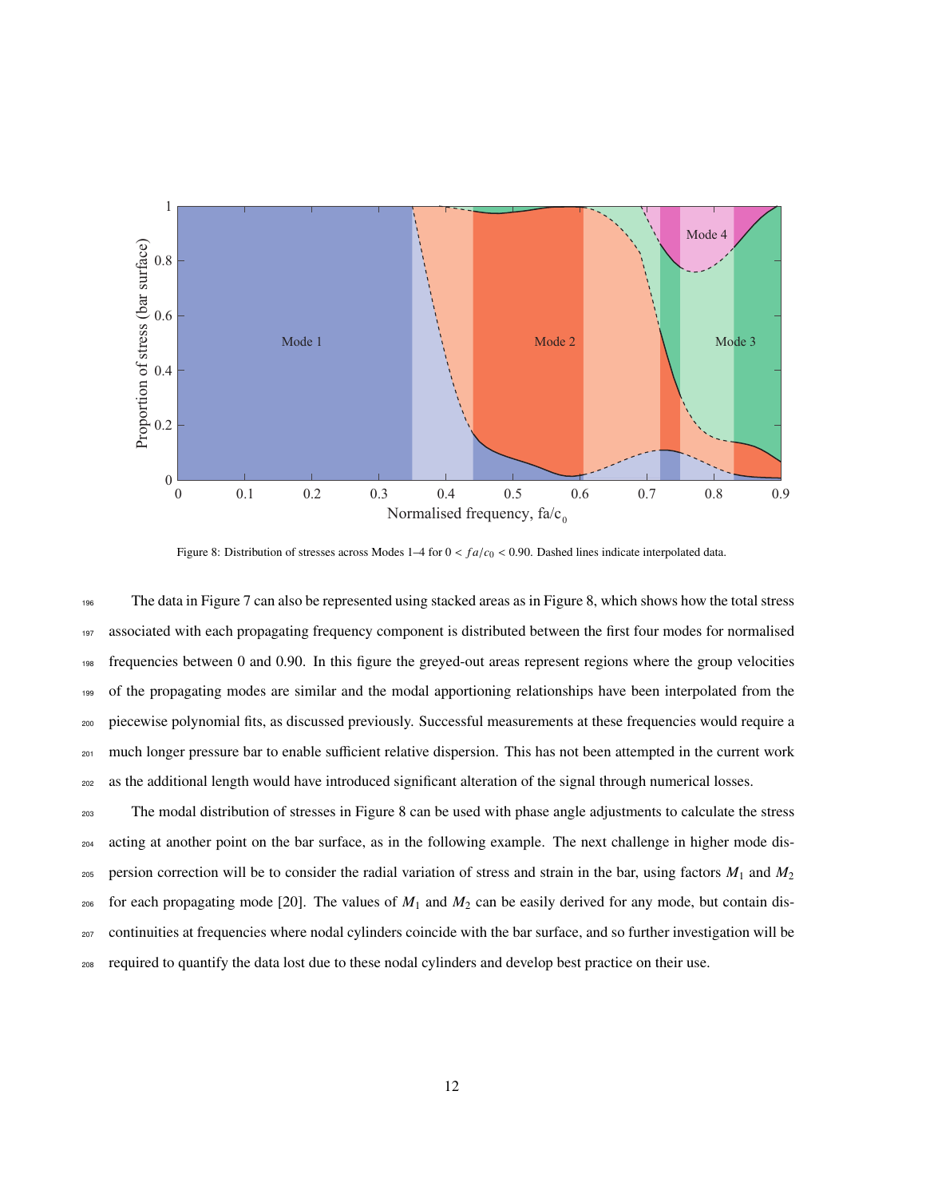Figure 8: Distribution of stresses across Modes 1–4 for $0 < fa/c_0 < 0.90$. Dashed lines indicate interpolated data.

The data in Figure 7 can also be represented using stacked areas as in Figure 8, which shows how the total stress associated with each propagating frequency component is distributed between the first four modes for normalised frequencies between 0 and 0.90. In this figure the greyed-out areas represent regions where the group velocities of the propagating modes are similar and the modal apportioning relationships have been interpolated from the piecewise polynomial fits, as discussed previously. Successful measurements at these frequencies would require a much longer pressure bar to enable sufficient relative dispersion. This has not been attempted in the current work as the additional length would have introduced significant alteration of the signal through numerical losses.

The modal distribution of stresses in Figure 8 can be used with phase angle adjustments to calculate the stress acting at another point on the bar surface, as in the following example. The next challenge in higher mode dispersion correction will be to consider the radial variation of stress and strain in the bar, using factors $M_1$ and $M_2$ for each propagating mode [20]. The values of $M_1$ and $M_2$ can be easily derived for any mode, but contain discontinuities at frequencies where nodal cylinders coincide with the bar surface, and so further investigation will be required to quantify the data lost due to these nodal cylinders and develop best practice on their use.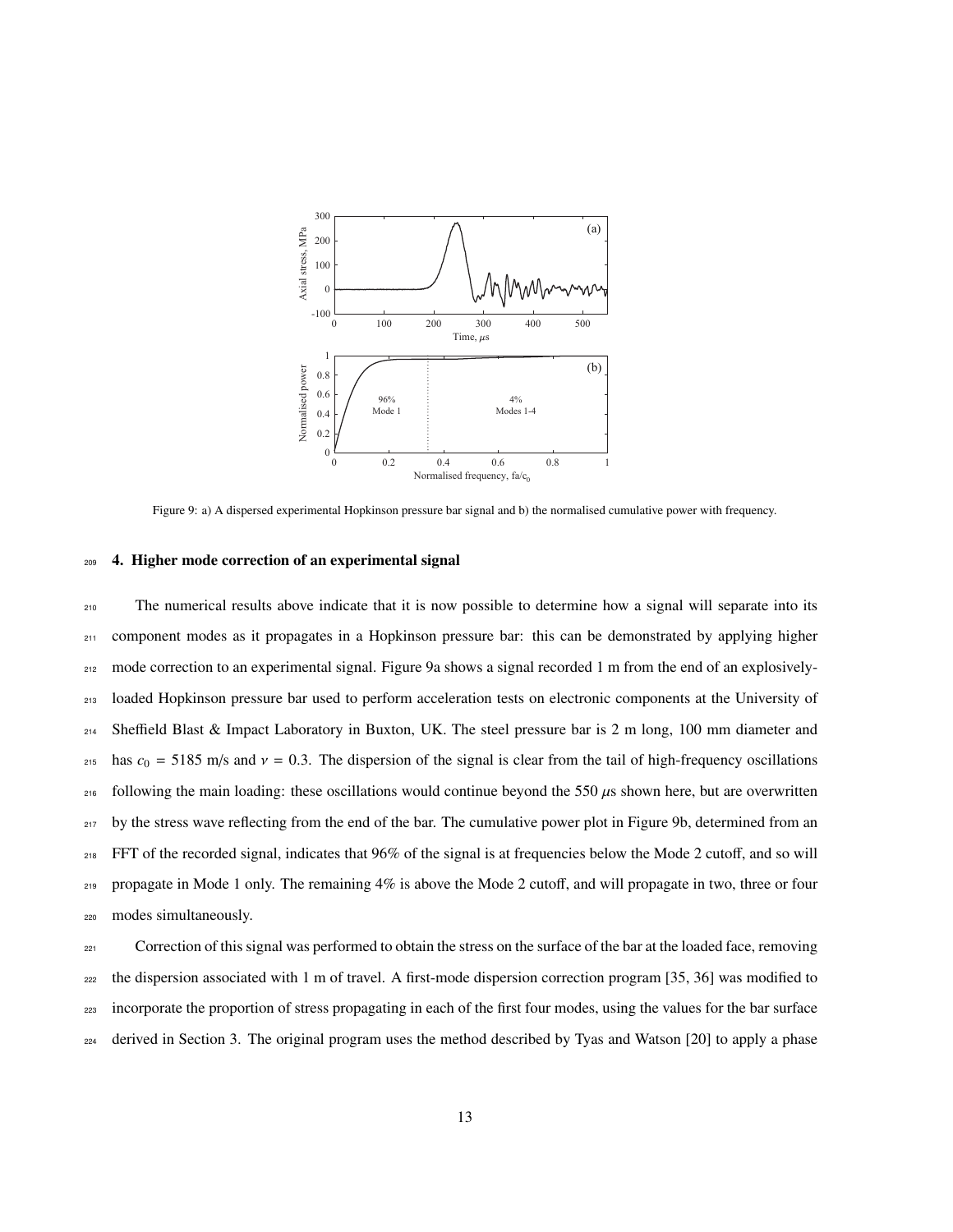Figure 9: a) A dispersed experimental Hopkinson pressure bar signal and b) the normalised cumulative power with frequency.

## 4. Higher mode correction of an experimental signal

The numerical results above indicate that it is now possible to determine how a signal will separate into its component modes as it propagates in a Hopkinson pressure bar: this can be demonstrated by applying higher mode correction to an experimental signal. Figure 9a shows a signal recorded 1 m from the end of an explosively-loaded Hopkinson pressure bar used to perform acceleration tests on electronic components at the University of Sheffield Blast & Impact Laboratory in Buxton, UK. The steel pressure bar is 2 m long, 100 mm diameter and has $c_0 = 5185$ m/s and $\nu = 0.3$. The dispersion of the signal is clear from the tail of high-frequency oscillations following the main loading: these oscillations would continue beyond the 550 $\mu$s shown here, but are overwritten by the stress wave reflecting from the end of the bar. The cumulative power plot in Figure 9b, determined from an FFT of the recorded signal, indicates that 96% of the signal is at frequencies below the Mode 2 cutoff, and so will propagate in Mode 1 only. The remaining 4% is above the Mode 2 cutoff, and will propagate in two, three or four modes simultaneously.

Correction of this signal was performed to obtain the stress on the surface of the bar at the loaded face, removing the dispersion associated with 1 m of travel. A first-mode dispersion correction program [35, 36] was modified to incorporate the proportion of stress propagating in each of the first four modes, using the values for the bar surface derived in Section 3. The original program uses the method described by Tyas and Watson [20] to apply a phase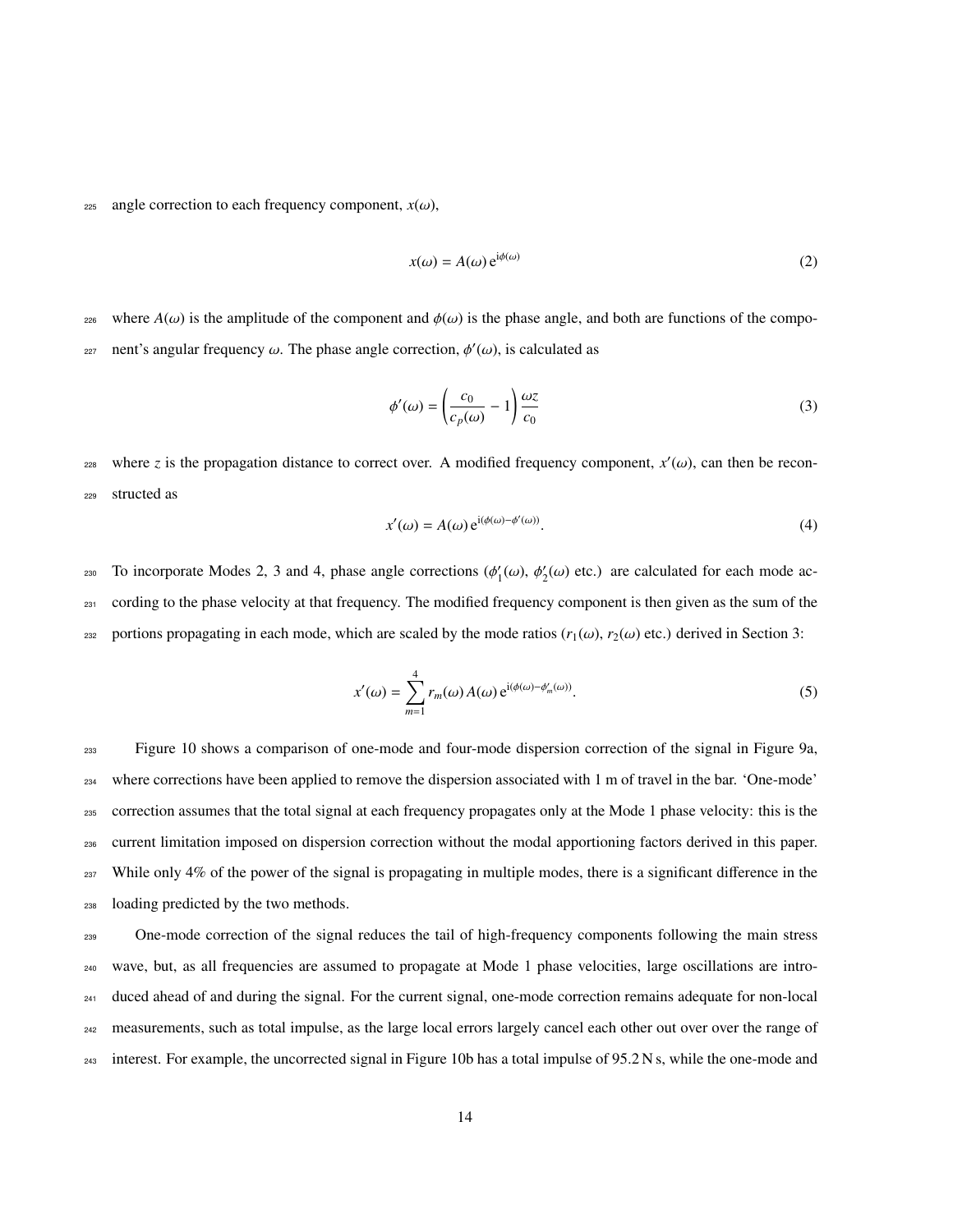angle correction to each frequency component, $x(\omega)$,

$$x(\omega) = A(\omega)\,\mathrm{e}^{\mathrm{i}\phi(\omega)} \tag{2}$$

where $A(\omega)$ is the amplitude of the component and $\phi(\omega)$ is the phase angle, and both are functions of the component's angular frequency $\omega$. The phase angle correction, $\phi'(\omega)$, is calculated as

$$\phi'(\omega) = \left(\frac{c_0}{c_p(\omega)} - 1\right)\frac{\omega z}{c_0} \tag{3}$$

where $z$ is the propagation distance to correct over. A modified frequency component, $x'(\omega)$, can then be reconstructed as

$$x'(\omega) = A(\omega)\,\mathrm{e}^{\mathrm{i}(\phi(\omega) - \phi'(\omega))}. \tag{4}$$

To incorporate Modes 2, 3 and 4, phase angle corrections ($\phi'_1(\omega)$, $\phi'_2(\omega)$ etc.) are calculated for each mode according to the phase velocity at that frequency. The modified frequency component is then given as the sum of the portions propagating in each mode, which are scaled by the mode ratios ($r_1(\omega)$, $r_2(\omega)$ etc.) derived in Section 3:

$$x'(\omega) = \sum_{m=1}^{4} r_m(\omega)\,A(\omega)\,\mathrm{e}^{\mathrm{i}(\phi(\omega) - \phi'_m(\omega))}. \tag{5}$$

Figure 10 shows a comparison of one-mode and four-mode dispersion correction of the signal in Figure 9a, where corrections have been applied to remove the dispersion associated with 1 m of travel in the bar. 'One-mode' correction assumes that the total signal at each frequency propagates only at the Mode 1 phase velocity: this is the current limitation imposed on dispersion correction without the modal apportioning factors derived in this paper. While only 4% of the power of the signal is propagating in multiple modes, there is a significant difference in the loading predicted by the two methods.

One-mode correction of the signal reduces the tail of high-frequency components following the main stress wave, but, as all frequencies are assumed to propagate at Mode 1 phase velocities, large oscillations are introduced ahead of and during the signal. For the current signal, one-mode correction remains adequate for non-local measurements, such as total impulse, as the large local errors largely cancel each other out over over the range of interest. For example, the uncorrected signal in Figure 10b has a total impulse of 95.2 N s, while the one-mode and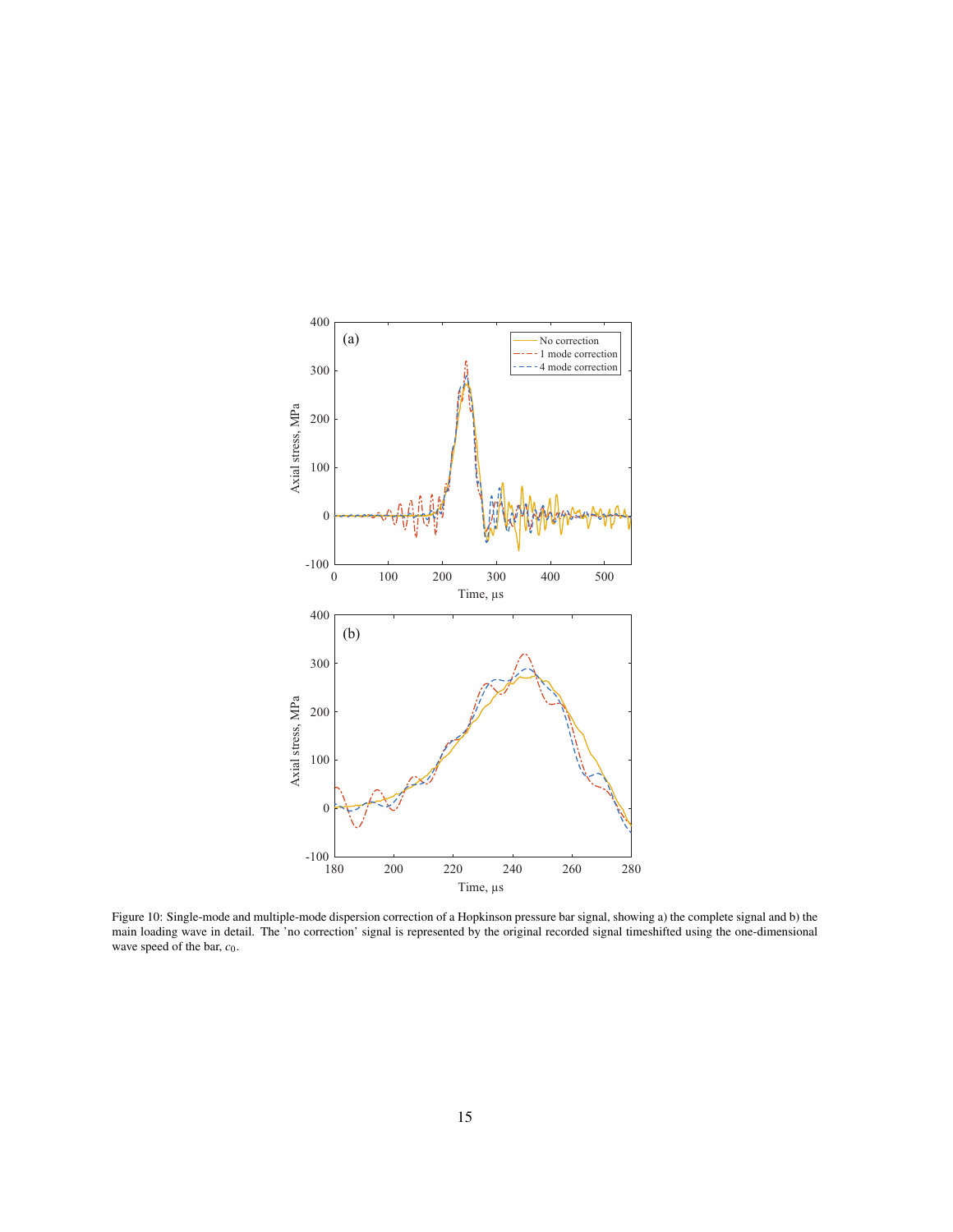Figure 10: Single-mode and multiple-mode dispersion correction of a Hopkinson pressure bar signal, showing a) the complete signal and b) the main loading wave in detail. The 'no correction' signal is represented by the original recorded signal timeshifted using the one-dimensional wave speed of the bar, $c_0$.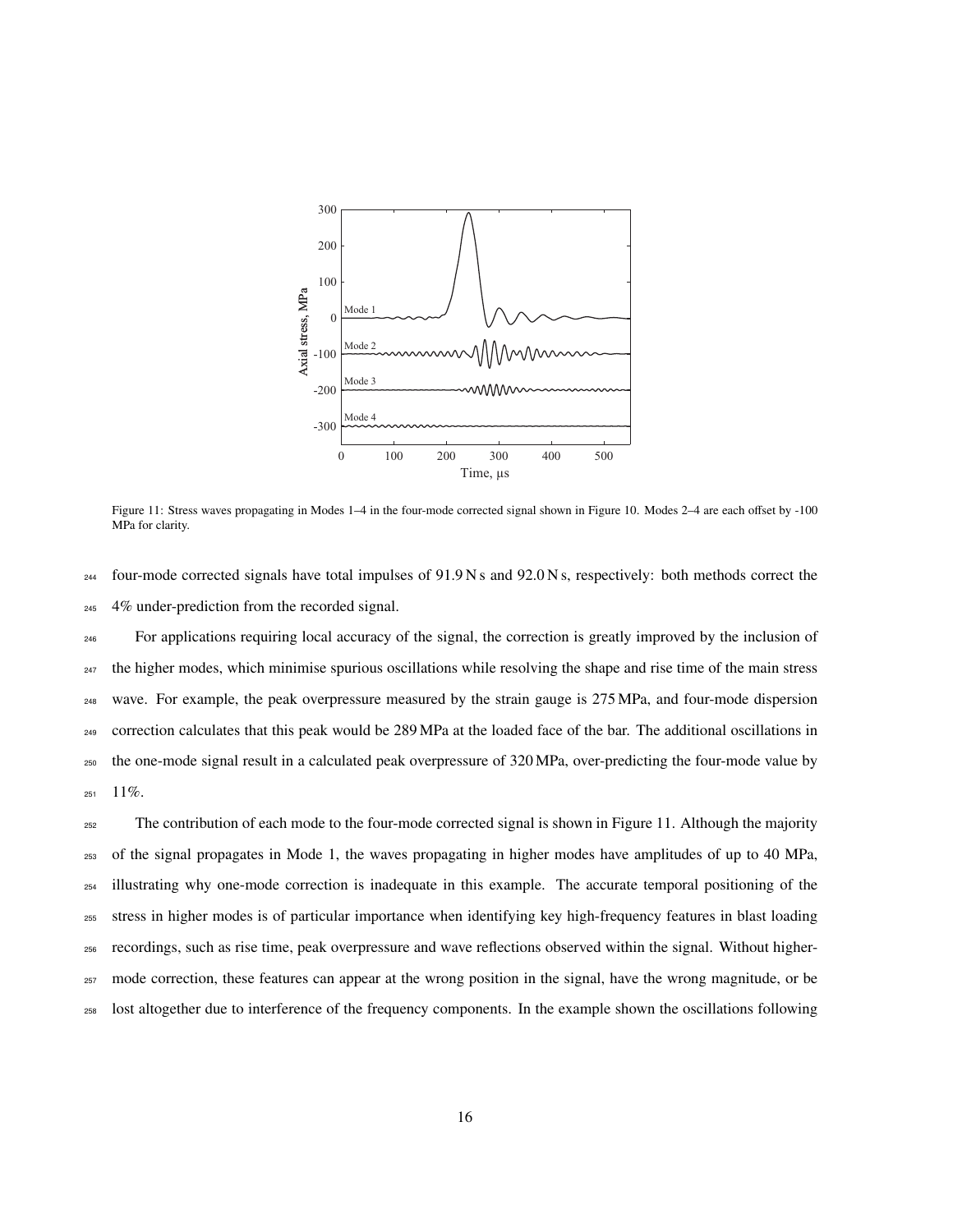Figure 11: Stress waves propagating in Modes 1–4 in the four-mode corrected signal shown in Figure 10. Modes 2–4 are each offset by -100 MPa for clarity.

four-mode corrected signals have total impulses of 91.9 N s and 92.0 N s, respectively: both methods correct the 4% under-prediction from the recorded signal.

For applications requiring local accuracy of the signal, the correction is greatly improved by the inclusion of the higher modes, which minimise spurious oscillations while resolving the shape and rise time of the main stress wave. For example, the peak overpressure measured by the strain gauge is 275 MPa, and four-mode dispersion correction calculates that this peak would be 289 MPa at the loaded face of the bar. The additional oscillations in the one-mode signal result in a calculated peak overpressure of 320 MPa, over-predicting the four-mode value by 11%.

The contribution of each mode to the four-mode corrected signal is shown in Figure 11. Although the majority of the signal propagates in Mode 1, the waves propagating in higher modes have amplitudes of up to 40 MPa, illustrating why one-mode correction is inadequate in this example. The accurate temporal positioning of the stress in higher modes is of particular importance when identifying key high-frequency features in blast loading recordings, such as rise time, peak overpressure and wave reflections observed within the signal. Without higher-mode correction, these features can appear at the wrong position in the signal, have the wrong magnitude, or be lost altogether due to interference of the frequency components. In the example shown the oscillations following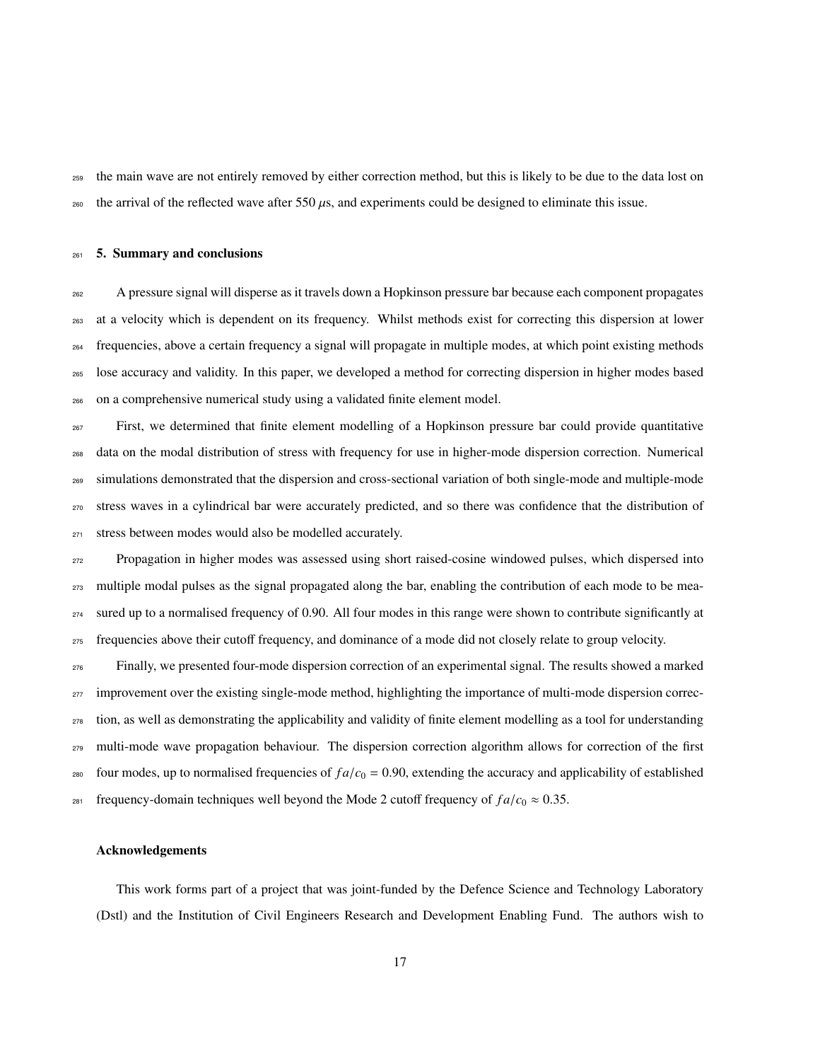the main wave are not entirely removed by either correction method, but this is likely to be due to the data lost on the arrival of the reflected wave after 550 $\mu$s, and experiments could be designed to eliminate this issue.

## 5. Summary and conclusions

A pressure signal will disperse as it travels down a Hopkinson pressure bar because each component propagates at a velocity which is dependent on its frequency. Whilst methods exist for correcting this dispersion at lower frequencies, above a certain frequency a signal will propagate in multiple modes, at which point existing methods lose accuracy and validity. In this paper, we developed a method for correcting dispersion in higher modes based on a comprehensive numerical study using a validated finite element model.

First, we determined that finite element modelling of a Hopkinson pressure bar could provide quantitative data on the modal distribution of stress with frequency for use in higher-mode dispersion correction. Numerical simulations demonstrated that the dispersion and cross-sectional variation of both single-mode and multiple-mode stress waves in a cylindrical bar were accurately predicted, and so there was confidence that the distribution of stress between modes would also be modelled accurately.

Propagation in higher modes was assessed using short raised-cosine windowed pulses, which dispersed into multiple modal pulses as the signal propagated along the bar, enabling the contribution of each mode to be measured up to a normalised frequency of 0.90. All four modes in this range were shown to contribute significantly at frequencies above their cutoff frequency, and dominance of a mode did not closely relate to group velocity.

Finally, we presented four-mode dispersion correction of an experimental signal. The results showed a marked improvement over the existing single-mode method, highlighting the importance of multi-mode dispersion correction, as well as demonstrating the applicability and validity of finite element modelling as a tool for understanding multi-mode wave propagation behaviour. The dispersion correction algorithm allows for correction of the first four modes, up to normalised frequencies of $fa/c_0 = 0.90$, extending the accuracy and applicability of established frequency-domain techniques well beyond the Mode 2 cutoff frequency of $fa/c_0 \approx 0.35$.

## Acknowledgements

This work forms part of a project that was joint-funded by the Defence Science and Technology Laboratory (Dstl) and the Institution of Civil Engineers Research and Development Enabling Fund. The authors wish to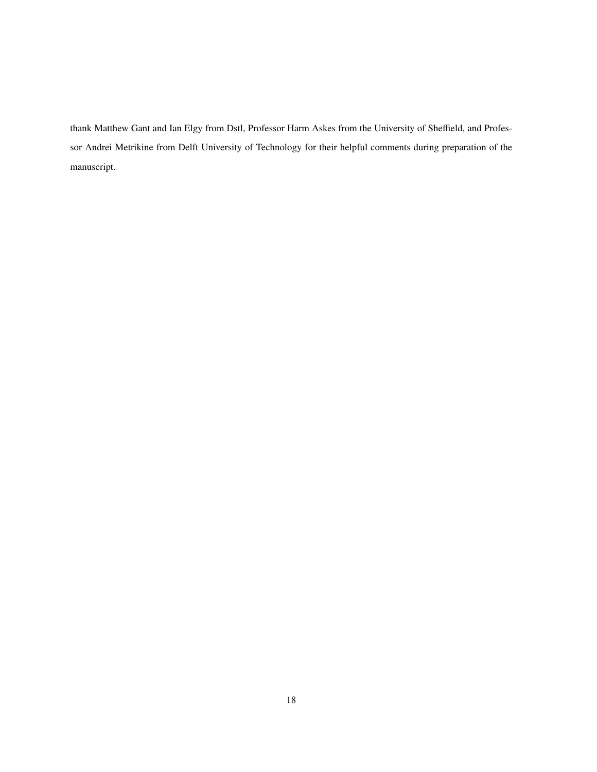thank Matthew Gant and Ian Elgy from Dstl, Professor Harm Askes from the University of Sheffield, and Professor Andrei Metrikine from Delft University of Technology for their helpful comments during preparation of the manuscript.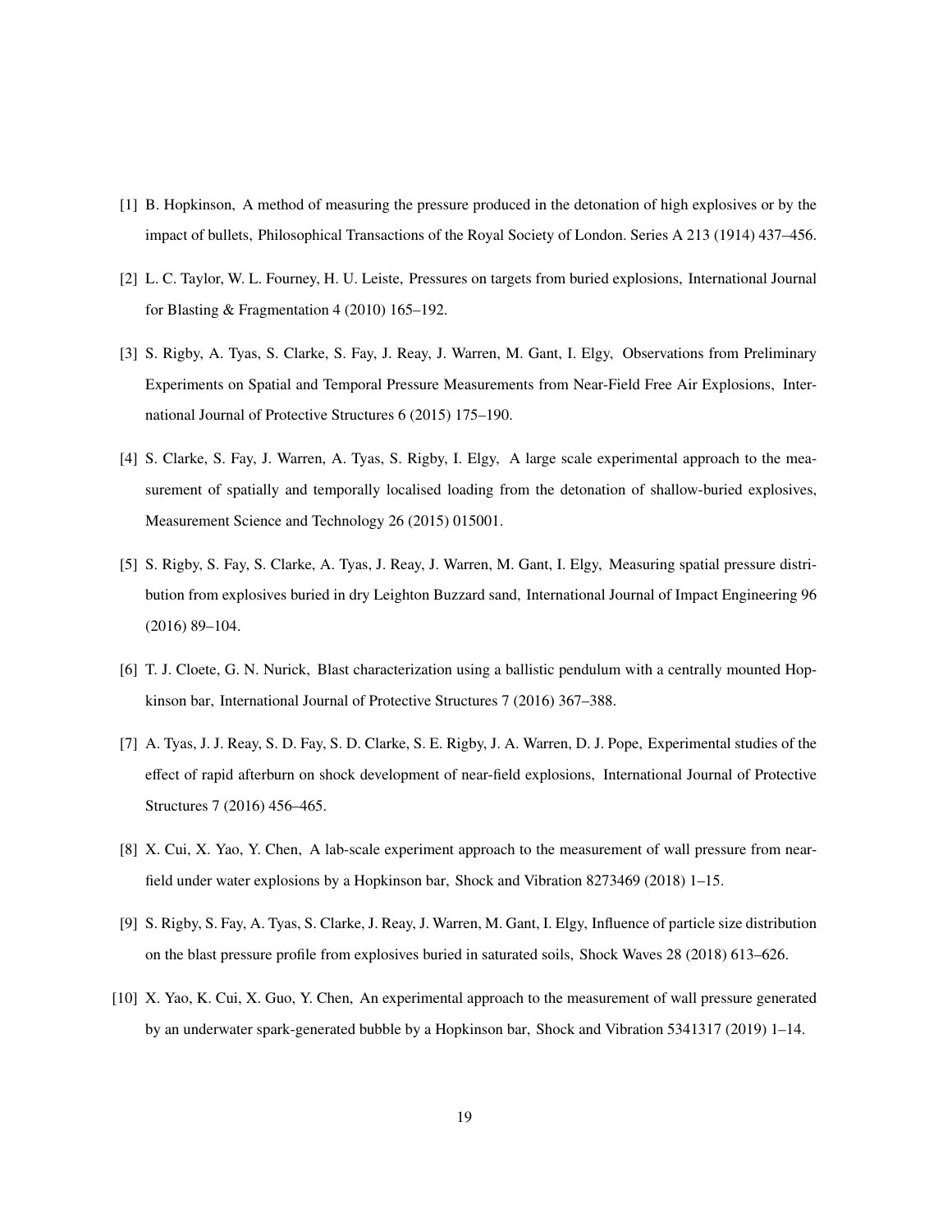[1] B. Hopkinson, A method of measuring the pressure produced in the detonation of high explosives or by the impact of bullets, Philosophical Transactions of the Royal Society of London. Series A 213 (1914) 437–456.

[2] L. C. Taylor, W. L. Fourney, H. U. Leiste, Pressures on targets from buried explosions, International Journal for Blasting & Fragmentation 4 (2010) 165–192.

[3] S. Rigby, A. Tyas, S. Clarke, S. Fay, J. Reay, J. Warren, M. Gant, I. Elgy, Observations from Preliminary Experiments on Spatial and Temporal Pressure Measurements from Near-Field Free Air Explosions, International Journal of Protective Structures 6 (2015) 175–190.

[4] S. Clarke, S. Fay, J. Warren, A. Tyas, S. Rigby, I. Elgy, A large scale experimental approach to the measurement of spatially and temporally localised loading from the detonation of shallow-buried explosives, Measurement Science and Technology 26 (2015) 015001.

[5] S. Rigby, S. Fay, S. Clarke, A. Tyas, J. Reay, J. Warren, M. Gant, I. Elgy, Measuring spatial pressure distribution from explosives buried in dry Leighton Buzzard sand, International Journal of Impact Engineering 96 (2016) 89–104.

[6] T. J. Cloete, G. N. Nurick, Blast characterization using a ballistic pendulum with a centrally mounted Hopkinson bar, International Journal of Protective Structures 7 (2016) 367–388.

[7] A. Tyas, J. J. Reay, S. D. Fay, S. D. Clarke, S. E. Rigby, J. A. Warren, D. J. Pope, Experimental studies of the effect of rapid afterburn on shock development of near-field explosions, International Journal of Protective Structures 7 (2016) 456–465.

[8] X. Cui, X. Yao, Y. Chen, A lab-scale experiment approach to the measurement of wall pressure from near-field under water explosions by a Hopkinson bar, Shock and Vibration 8273469 (2018) 1–15.

[9] S. Rigby, S. Fay, A. Tyas, S. Clarke, J. Reay, J. Warren, M. Gant, I. Elgy, Influence of particle size distribution on the blast pressure profile from explosives buried in saturated soils, Shock Waves 28 (2018) 613–626.

[10] X. Yao, K. Cui, X. Guo, Y. Chen, An experimental approach to the measurement of wall pressure generated by an underwater spark-generated bubble by a Hopkinson bar, Shock and Vibration 5341317 (2019) 1–14.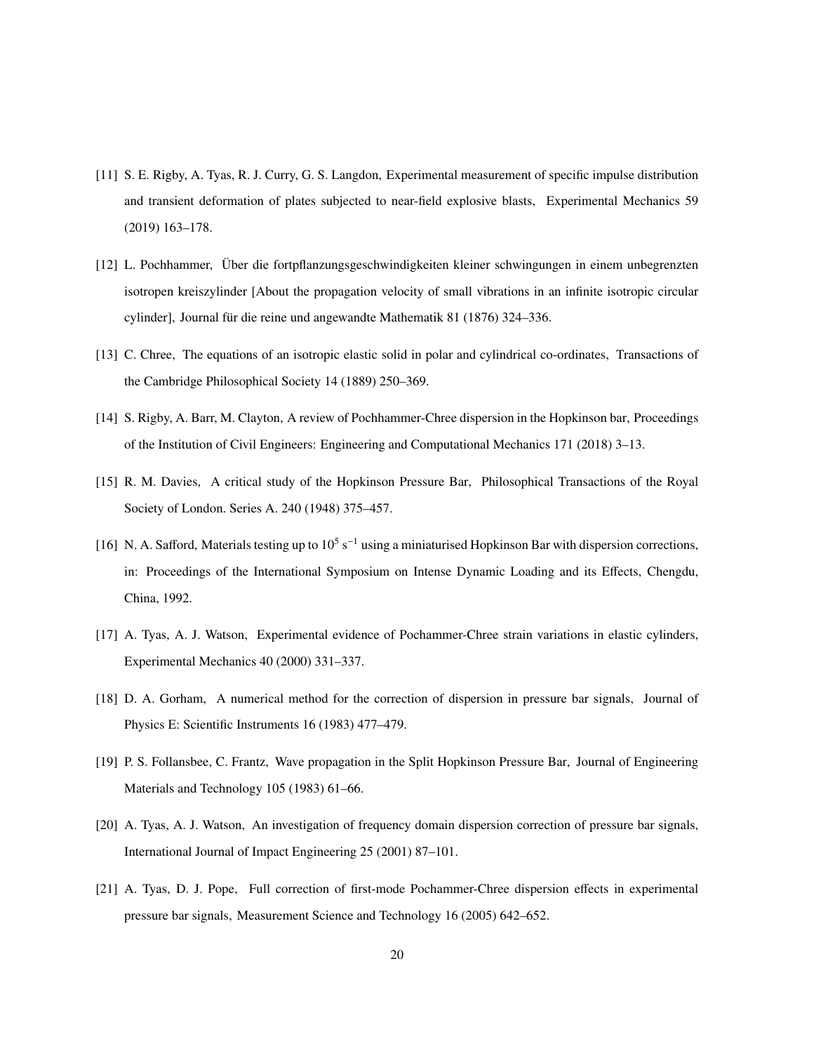[11] S. E. Rigby, A. Tyas, R. J. Curry, G. S. Langdon, Experimental measurement of specific impulse distribution and transient deformation of plates subjected to near-field explosive blasts, Experimental Mechanics 59 (2019) 163–178.

[12] L. Pochhammer, Über die fortpflanzungsgeschwindigkeiten kleiner schwingungen in einem unbegrenzten isotropen kreiszylinder [About the propagation velocity of small vibrations in an infinite isotropic circular cylinder], Journal für die reine und angewandte Mathematik 81 (1876) 324–336.

[13] C. Chree, The equations of an isotropic elastic solid in polar and cylindrical co-ordinates, Transactions of the Cambridge Philosophical Society 14 (1889) 250–369.

[14] S. Rigby, A. Barr, M. Clayton, A review of Pochhammer-Chree dispersion in the Hopkinson bar, Proceedings of the Institution of Civil Engineers: Engineering and Computational Mechanics 171 (2018) 3–13.

[15] R. M. Davies, A critical study of the Hopkinson Pressure Bar, Philosophical Transactions of the Royal Society of London. Series A. 240 (1948) 375–457.

[16] N. A. Safford, Materials testing up to $10^5$ $s^{-1}$ using a miniaturised Hopkinson Bar with dispersion corrections, in: Proceedings of the International Symposium on Intense Dynamic Loading and its Effects, Chengdu, China, 1992.

[17] A. Tyas, A. J. Watson, Experimental evidence of Pochammer-Chree strain variations in elastic cylinders, Experimental Mechanics 40 (2000) 331–337.

[18] D. A. Gorham, A numerical method for the correction of dispersion in pressure bar signals, Journal of Physics E: Scientific Instruments 16 (1983) 477–479.

[19] P. S. Follansbee, C. Frantz, Wave propagation in the Split Hopkinson Pressure Bar, Journal of Engineering Materials and Technology 105 (1983) 61–66.

[20] A. Tyas, A. J. Watson, An investigation of frequency domain dispersion correction of pressure bar signals, International Journal of Impact Engineering 25 (2001) 87–101.

[21] A. Tyas, D. J. Pope, Full correction of first-mode Pochammer-Chree dispersion effects in experimental pressure bar signals, Measurement Science and Technology 16 (2005) 642–652.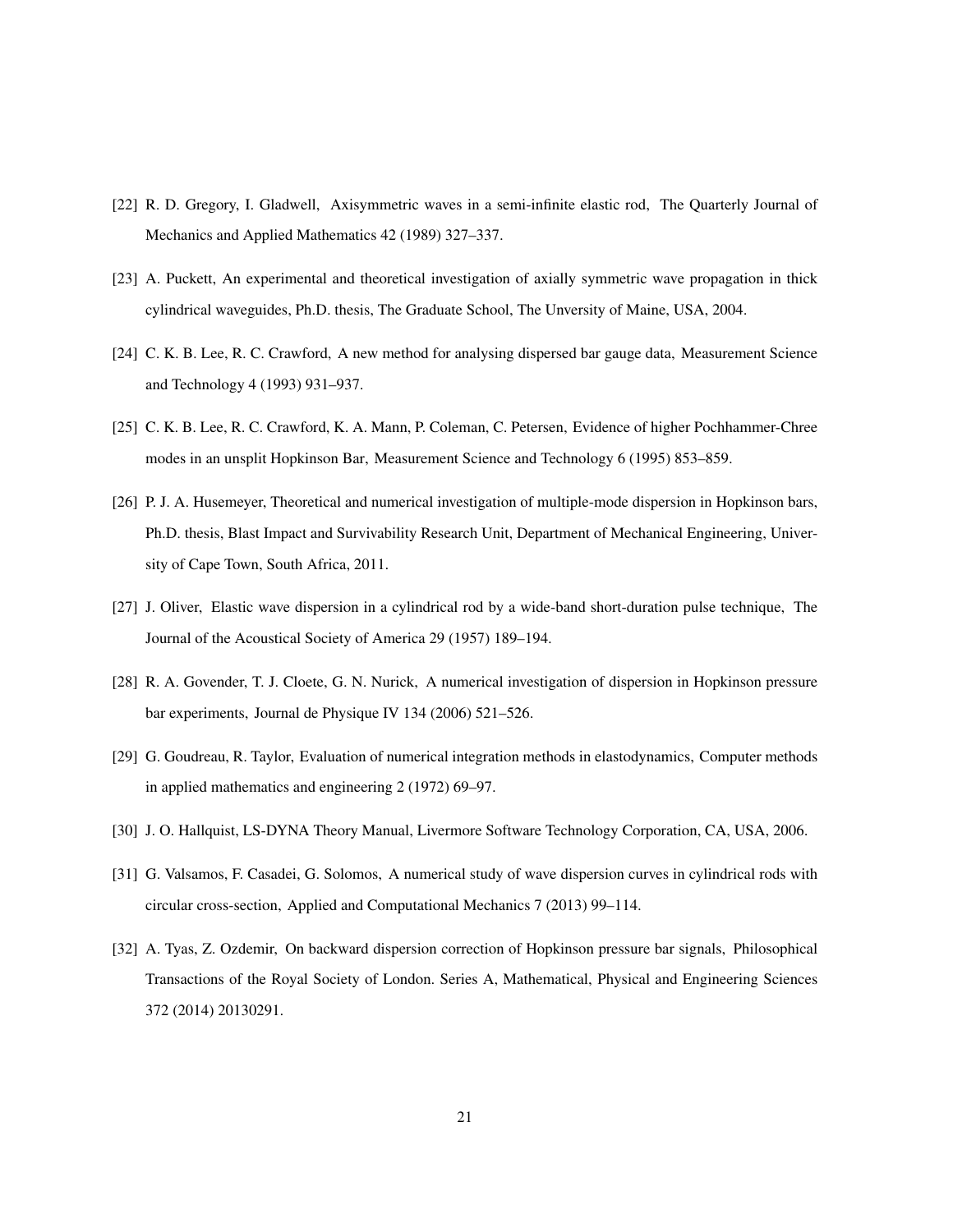[22] R. D. Gregory, I. Gladwell, Axisymmetric waves in a semi-infinite elastic rod, The Quarterly Journal of Mechanics and Applied Mathematics 42 (1989) 327–337.

[23] A. Puckett, An experimental and theoretical investigation of axially symmetric wave propagation in thick cylindrical waveguides, Ph.D. thesis, The Graduate School, The Unversity of Maine, USA, 2004.

[24] C. K. B. Lee, R. C. Crawford, A new method for analysing dispersed bar gauge data, Measurement Science and Technology 4 (1993) 931–937.

[25] C. K. B. Lee, R. C. Crawford, K. A. Mann, P. Coleman, C. Petersen, Evidence of higher Pochhammer-Chree modes in an unsplit Hopkinson Bar, Measurement Science and Technology 6 (1995) 853–859.

[26] P. J. A. Husemeyer, Theoretical and numerical investigation of multiple-mode dispersion in Hopkinson bars, Ph.D. thesis, Blast Impact and Survivability Research Unit, Department of Mechanical Engineering, University of Cape Town, South Africa, 2011.

[27] J. Oliver, Elastic wave dispersion in a cylindrical rod by a wide-band short-duration pulse technique, The Journal of the Acoustical Society of America 29 (1957) 189–194.

[28] R. A. Govender, T. J. Cloete, G. N. Nurick, A numerical investigation of dispersion in Hopkinson pressure bar experiments, Journal de Physique IV 134 (2006) 521–526.

[29] G. Goudreau, R. Taylor, Evaluation of numerical integration methods in elastodynamics, Computer methods in applied mathematics and engineering 2 (1972) 69–97.

[30] J. O. Hallquist, LS-DYNA Theory Manual, Livermore Software Technology Corporation, CA, USA, 2006.

[31] G. Valsamos, F. Casadei, G. Solomos, A numerical study of wave dispersion curves in cylindrical rods with circular cross-section, Applied and Computational Mechanics 7 (2013) 99–114.

[32] A. Tyas, Z. Ozdemir, On backward dispersion correction of Hopkinson pressure bar signals, Philosophical Transactions of the Royal Society of London. Series A, Mathematical, Physical and Engineering Sciences 372 (2014) 20130291.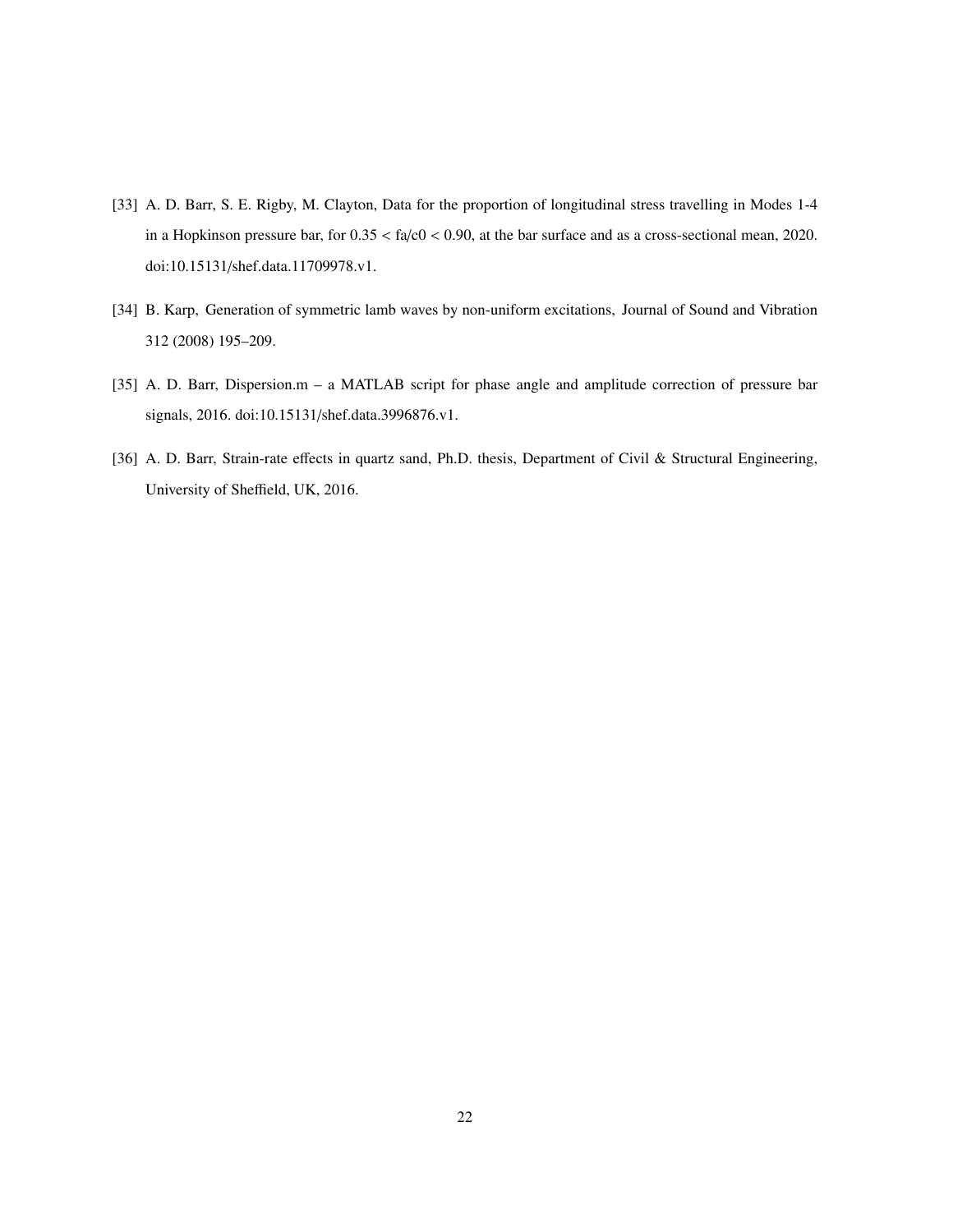[33] A. D. Barr, S. E. Rigby, M. Clayton, Data for the proportion of longitudinal stress travelling in Modes 1-4 in a Hopkinson pressure bar, for $0.35 < fa/c0 < 0.90$, at the bar surface and as a cross-sectional mean, 2020. doi:10.15131/shef.data.11709978.v1.

[34] B. Karp, Generation of symmetric lamb waves by non-uniform excitations, Journal of Sound and Vibration 312 (2008) 195–209.

[35] A. D. Barr, Dispersion.m – a MATLAB script for phase angle and amplitude correction of pressure bar signals, 2016. doi:10.15131/shef.data.3996876.v1.

[36] A. D. Barr, Strain-rate effects in quartz sand, Ph.D. thesis, Department of Civil & Structural Engineering, University of Sheffield, UK, 2016.